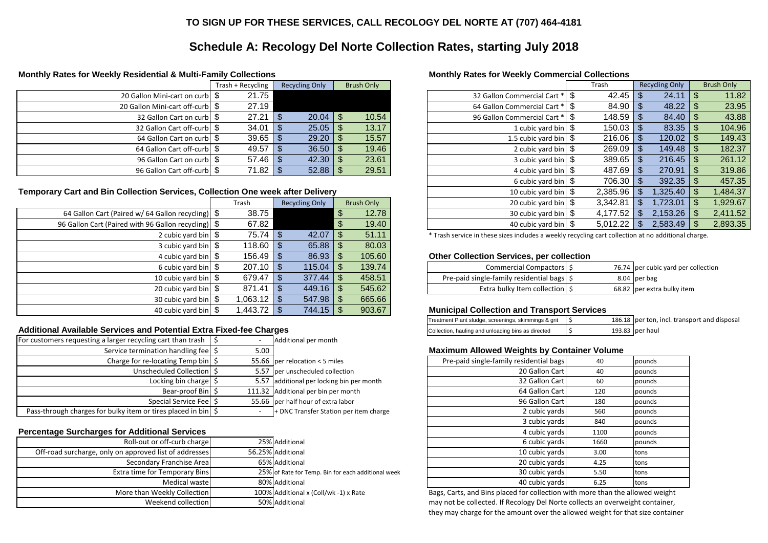**TO SIGN UP FOR THESE SERVICES, CALL RECOLOGY DEL NORTE AT (707) 464-4181**

# Schedule A: Recology Del Norte Collection Rates, starting July 2018

### Monthly Rates for Weekly Residential & Multi-Family Collections

| | Trash + Recycling | Recycling Only | Brush Only |
|---|---|---|---|
| 20 Gallon Mini-cart on curb | $ 21.75 | | |
| 20 Gallon Mini-cart off-curb | $ 27.19 | | |
| 32 Gallon Cart on curb | $ 27.21 | $ 20.04 | $ 10.54 |
| 32 Gallon Cart off-curb | $ 34.01 | $ 25.05 | $ 13.17 |
| 64 Gallon Cart on curb | $ 39.65 | $ 29.20 | $ 15.57 |
| 64 Gallon Cart off-curb | $ 49.57 | $ 36.50 | $ 19.46 |
| 96 Gallon Cart on curb | $ 57.46 | $ 42.30 | $ 23.61 |
| 96 Gallon Cart off-curb | $ 71.82 | $ 52.88 | $ 29.51 |

### Temporary Cart and Bin Collection Services, Collection One week after Delivery

| | Trash | Recycling Only | Brush Only |
|---|---|---|---|
| 64 Gallon Cart (Paired w/ 64 Gallon recycling) | $ 38.75 | | $ 12.78 |
| 96 Gallon Cart (Paired with 96 Gallon recycling) | $ 67.82 | | $ 19.40 |
| 2 cubic yard bin | $ 75.74 | $ 42.07 | $ 51.11 |
| 3 cubic yard bin | $ 118.60 | $ 65.88 | $ 80.03 |
| 4 cubic yard bin | $ 156.49 | $ 86.93 | $ 105.60 |
| 6 cubic yard bin | $ 207.10 | $ 115.04 | $ 139.74 |
| 10 cubic yard bin | $ 679.47 | $ 377.44 | $ 458.51 |
| 20 cubic yard bin | $ 871.41 | $ 449.16 | $ 545.62 |
| 30 cubic yard bin | $ 1,063.12 | $ 547.98 | $ 665.66 |
| 40 cubic yard bin | $ 1,443.72 | $ 744.15 | $ 903.67 |

### Additional Available Services and Potential Extra Fixed-fee Charges

| | | |
|---|---|---|
| For customers requesting a larger recycling cart than trash | $ - | Additional per month |
| Service termination handling fee | $ 5.00 | |
| Charge for re-locating Temp bin | $ 55.66 | per relocation < 5 miles |
| Unscheduled Collection | $ 5.57 | per unscheduled collection |
| Locking bin charge | $ 5.57 | additional per locking bin per month |
| Bear-proof Bin | $ 111.32 | Additional per bin per month |
| Special Service Fee | $ 55.66 | per half hour of extra labor |
| Pass-through charges for bulky item or tires placed in bin | $ - | + DNC Transfer Station per item charge |

### Percentage Surcharges for Additional Services

| | | |
|---|---|---|
| Roll-out or off-curb charge | 25% | Additional |
| Off-road surcharge, only on approved list of addresses | 56.25% | Additional |
| Secondary Franchise Area | 65% | Additional |
| Extra time for Temporary Bins | 25% | of Rate for Temp. Bin for each additional week |
| Medical waste | 80% | Additional |
| More than Weekly Collection | 100% | Additional x (Coll/wk -1) x Rate |
| Weekend collection | 50% | Additional |

### Monthly Rates for Weekly Commercial Collections

| | Trash | Recycling Only | Brush Only |
|---|---|---|---|
| 32 Gallon Commercial Cart * | $ 42.45 | $ 24.11 | $ 11.82 |
| 64 Gallon Commercial Cart * | $ 84.90 | $ 48.22 | $ 23.95 |
| 96 Gallon Commercial Cart * | $ 148.59 | $ 84.40 | $ 43.88 |
| 1 cubic yard bin | $ 150.03 | $ 83.35 | $ 104.96 |
| 1.5 cubic yard bin | $ 216.06 | $ 120.02 | $ 149.43 |
| 2 cubic yard bin | $ 269.09 | $ 149.48 | $ 182.37 |
| 3 cubic yard bin | $ 389.65 | $ 216.45 | $ 261.12 |
| 4 cubic yard bin | $ 487.69 | $ 270.91 | $ 319.86 |
| 6 cubic yard bin | $ 706.30 | $ 392.35 | $ 457.35 |
| 10 cubic yard bin | $ 2,385.96 | $ 1,325.40 | $ 1,484.37 |
| 20 cubic yard bin | $ 3,342.81 | $ 1,723.01 | $ 1,929.67 |
| 30 cubic yard bin | $ 4,177.52 | $ 2,153.26 | $ 2,411.52 |
| 40 cubic yard bin | $ 5,012.22 | $ 2,583.49 | $ 2,893.35 |

* Trash service in these sizes includes a weekly recycling cart collection at no additional charge.

### Other Collection Services, per collection

| | | |
|---|---|---|
| Commercial Compactors | $ 76.74 | per cubic yard per collection |
| Pre-paid single-family residential bags | $ 8.04 | per bag |
| Extra bulky Item collection | $ 68.82 | per extra bulky item |

### Municipal Collection and Transport Services

| | | |
|---|---|---|
| Treatment Plant sludge, screenings, skimmings & grit | $ 186.18 | per ton, incl. transport and disposal |
| Collection, hauling and unloading bins as directed | $ 193.83 | per haul |

### Maximum Allowed Weights by Container Volume

| | | |
|---|---|---|
| Pre-paid single-family residential bags | 40 | pounds |
| 20 Gallon Cart | 40 | pounds |
| 32 Gallon Cart | 60 | pounds |
| 64 Gallon Cart | 120 | pounds |
| 96 Gallon Cart | 180 | pounds |
| 2 cubic yards | 560 | pounds |
| 3 cubic yards | 840 | pounds |
| 4 cubic yards | 1100 | pounds |
| 6 cubic yards | 1660 | pounds |
| 10 cubic yards | 3.00 | tons |
| 20 cubic yards | 4.25 | tons |
| 30 cubic yards | 5.50 | tons |
| 40 cubic yards | 6.25 | tons |

Bags, Carts, and Bins placed for collection with more than the allowed weight may not be collected. If Recology Del Norte collects an overweight container, they may charge for the amount over the allowed weight for that size container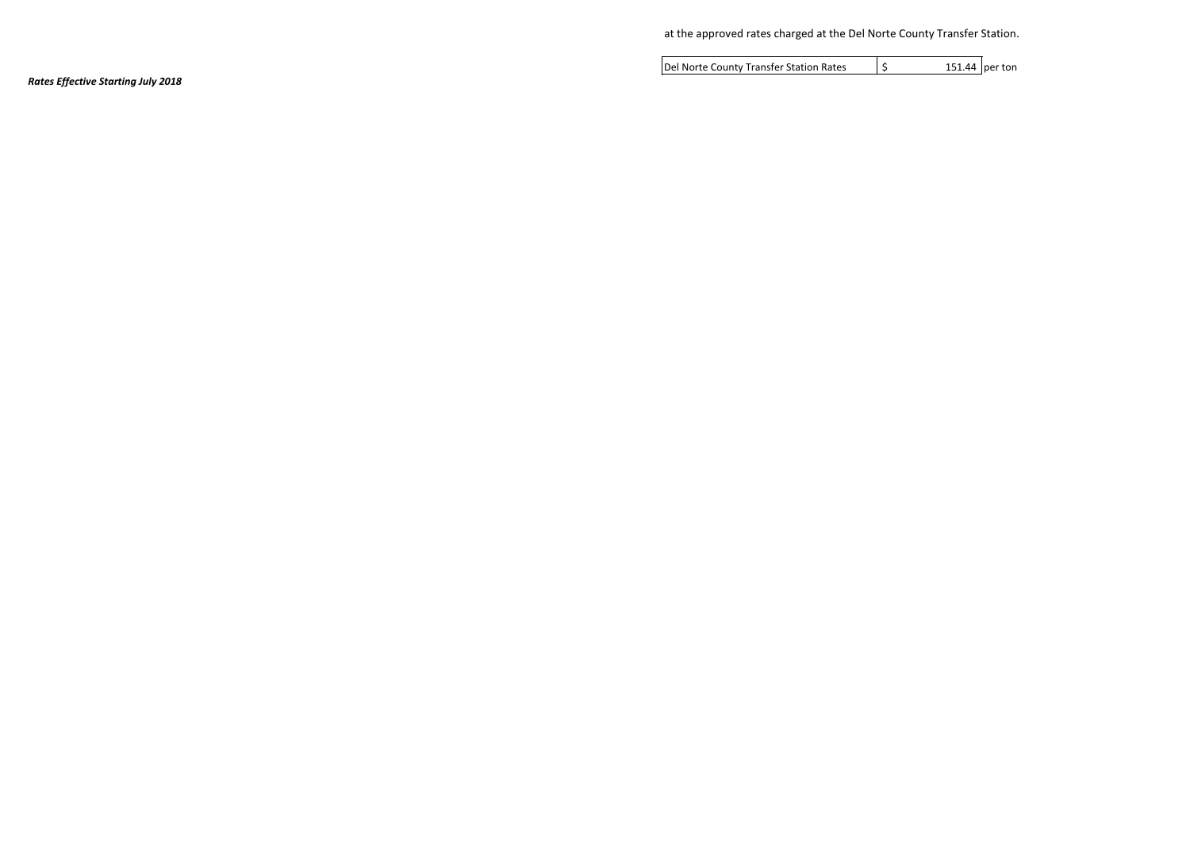at the approved rates charged at the Del Norte County Transfer Station.

| | | |
|---|---|---|
| Del Norte County Transfer Station Rates | $ 151.44 | per ton |

***Rates Effective Starting July 2018***